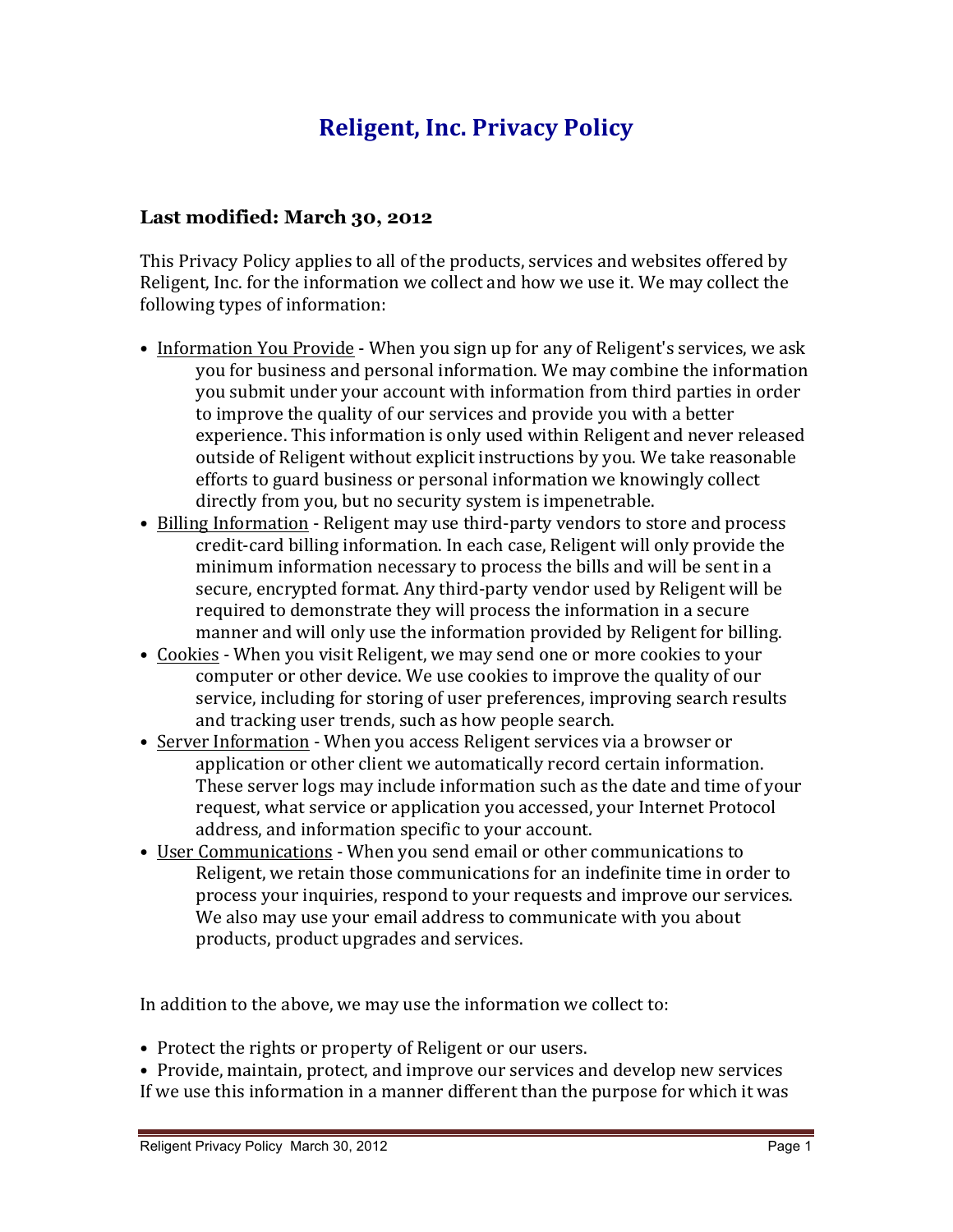# Religent, Inc. Privacy Policy

**Last modified: March 30, 2012**

This Privacy Policy applies to all of the products, services and websites offered by Religent, Inc. for the information we collect and how we use it. We may collect the following types of information:

- Information You Provide - When you sign up for any of Religent's services, we ask you for business and personal information. We may combine the information you submit under your account with information from third parties in order to improve the quality of our services and provide you with a better experience. This information is only used within Religent and never released outside of Religent without explicit instructions by you. We take reasonable efforts to guard business or personal information we knowingly collect directly from you, but no security system is impenetrable.
- Billing Information - Religent may use third-party vendors to store and process credit-card billing information. In each case, Religent will only provide the minimum information necessary to process the bills and will be sent in a secure, encrypted format. Any third-party vendor used by Religent will be required to demonstrate they will process the information in a secure manner and will only use the information provided by Religent for billing.
- Cookies - When you visit Religent, we may send one or more cookies to your computer or other device. We use cookies to improve the quality of our service, including for storing of user preferences, improving search results and tracking user trends, such as how people search.
- Server Information - When you access Religent services via a browser or application or other client we automatically record certain information. These server logs may include information such as the date and time of your request, what service or application you accessed, your Internet Protocol address, and information specific to your account.
- User Communications - When you send email or other communications to Religent, we retain those communications for an indefinite time in order to process your inquiries, respond to your requests and improve our services. We also may use your email address to communicate with you about products, product upgrades and services.

In addition to the above, we may use the information we collect to:

- Protect the rights or property of Religent or our users.
- Provide, maintain, protect, and improve our services and develop new services

If we use this information in a manner different than the purpose for which it was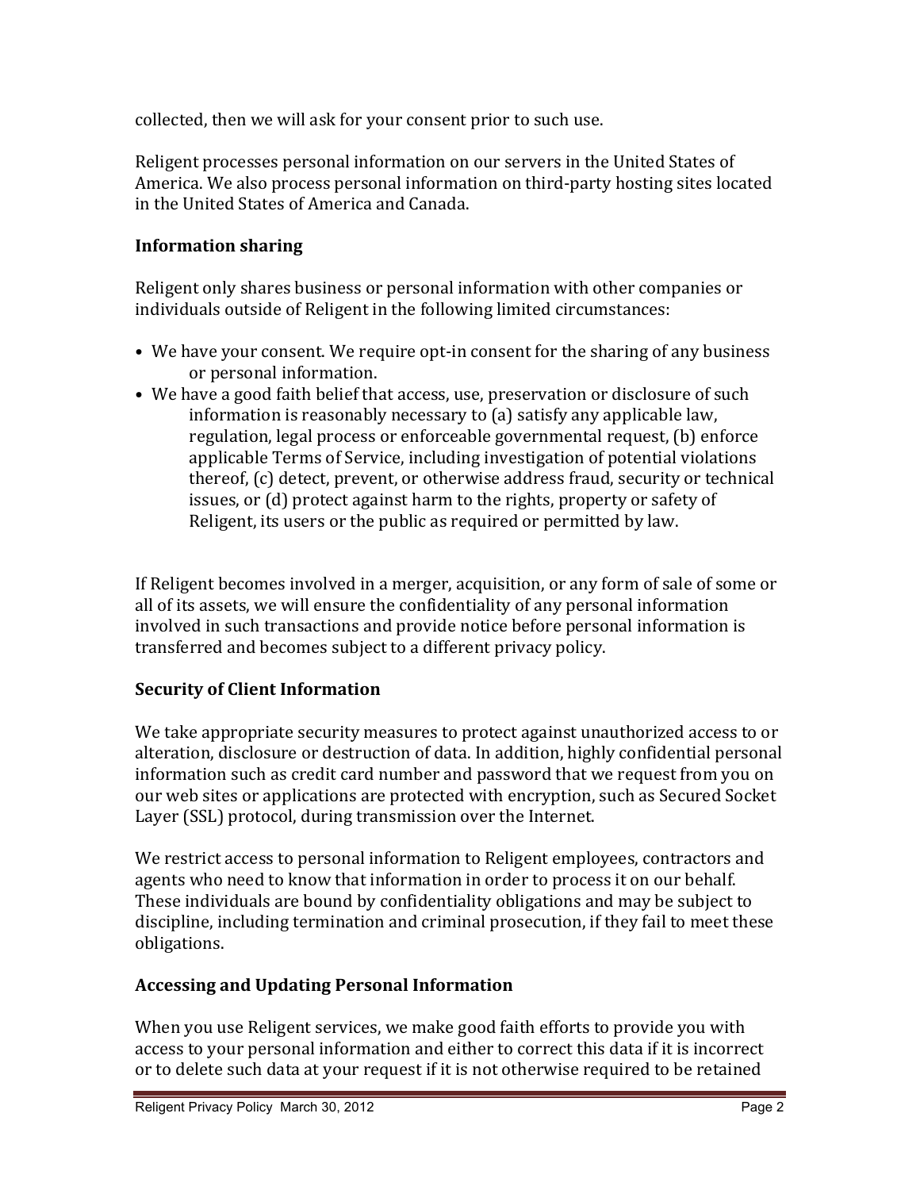collected, then we will ask for your consent prior to such use.

Religent processes personal information on our servers in the United States of America. We also process personal information on third-party hosting sites located in the United States of America and Canada.

## Information sharing

Religent only shares business or personal information with other companies or individuals outside of Religent in the following limited circumstances:

- We have your consent. We require opt-in consent for the sharing of any business or personal information.
- We have a good faith belief that access, use, preservation or disclosure of such information is reasonably necessary to (a) satisfy any applicable law, regulation, legal process or enforceable governmental request, (b) enforce applicable Terms of Service, including investigation of potential violations thereof, (c) detect, prevent, or otherwise address fraud, security or technical issues, or (d) protect against harm to the rights, property or safety of Religent, its users or the public as required or permitted by law.

If Religent becomes involved in a merger, acquisition, or any form of sale of some or all of its assets, we will ensure the confidentiality of any personal information involved in such transactions and provide notice before personal information is transferred and becomes subject to a different privacy policy.

## Security of Client Information

We take appropriate security measures to protect against unauthorized access to or alteration, disclosure or destruction of data. In addition, highly confidential personal information such as credit card number and password that we request from you on our web sites or applications are protected with encryption, such as Secured Socket Layer (SSL) protocol, during transmission over the Internet.

We restrict access to personal information to Religent employees, contractors and agents who need to know that information in order to process it on our behalf. These individuals are bound by confidentiality obligations and may be subject to discipline, including termination and criminal prosecution, if they fail to meet these obligations.

## Accessing and Updating Personal Information

When you use Religent services, we make good faith efforts to provide you with access to your personal information and either to correct this data if it is incorrect or to delete such data at your request if it is not otherwise required to be retained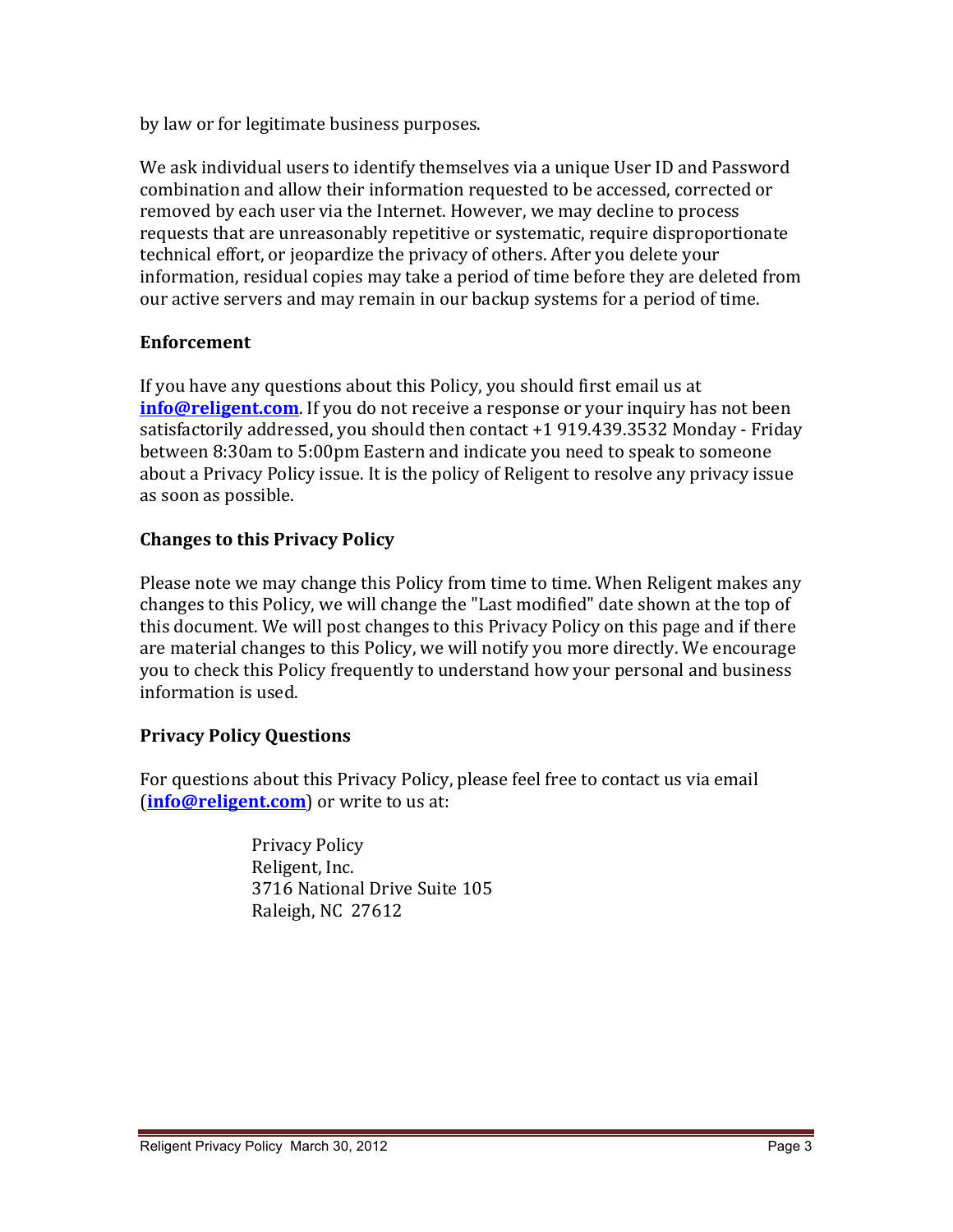by law or for legitimate business purposes.

We ask individual users to identify themselves via a unique User ID and Password combination and allow their information requested to be accessed, corrected or removed by each user via the Internet. However, we may decline to process requests that are unreasonably repetitive or systematic, require disproportionate technical effort, or jeopardize the privacy of others. After you delete your information, residual copies may take a period of time before they are deleted from our active servers and may remain in our backup systems for a period of time.

### Enforcement

If you have any questions about this Policy, you should first email us at **info@religent.com**. If you do not receive a response or your inquiry has not been satisfactorily addressed, you should then contact +1 919.439.3532 Monday - Friday between 8:30am to 5:00pm Eastern and indicate you need to speak to someone about a Privacy Policy issue. It is the policy of Religent to resolve any privacy issue as soon as possible.

### Changes to this Privacy Policy

Please note we may change this Policy from time to time. When Religent makes any changes to this Policy, we will change the "Last modified" date shown at the top of this document. We will post changes to this Privacy Policy on this page and if there are material changes to this Policy, we will notify you more directly. We encourage you to check this Policy frequently to understand how your personal and business information is used.

### Privacy Policy Questions

For questions about this Privacy Policy, please feel free to contact us via email (**info@religent.com**) or write to us at:

> Privacy Policy
> Religent, Inc.
> 3716 National Drive Suite 105
> Raleigh, NC 27612